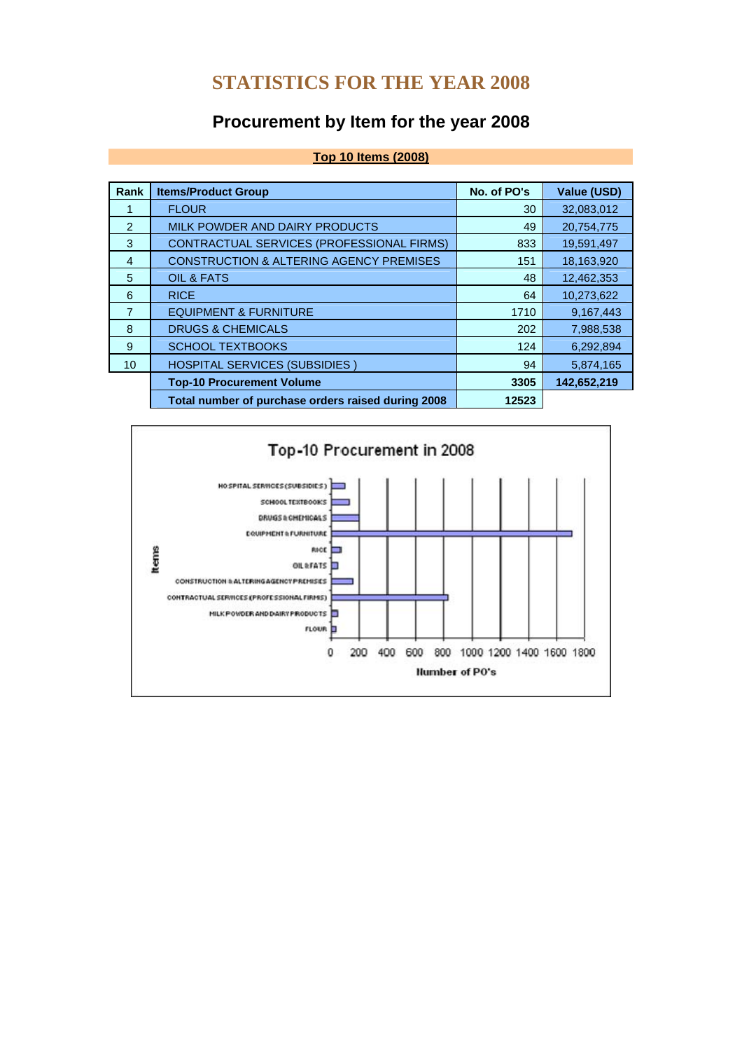# STATISTICS FOR THE YEAR 2008

## Procurement by Item for the year 2008

**Top 10 Items (2008)**

| Rank | Items/Product Group | No. of PO's | Value (USD) |
|---|---|---|---|
| 1 | FLOUR | 30 | 32,083,012 |
| 2 | MILK POWDER AND DAIRY PRODUCTS | 49 | 20,754,775 |
| 3 | CONTRACTUAL SERVICES (PROFESSIONAL FIRMS) | 833 | 19,591,497 |
| 4 | CONSTRUCTION & ALTERING AGENCY PREMISES | 151 | 18,163,920 |
| 5 | OIL & FATS | 48 | 12,462,353 |
| 6 | RICE | 64 | 10,273,622 |
| 7 | EQUIPMENT & FURNITURE | 1710 | 9,167,443 |
| 8 | DRUGS & CHEMICALS | 202 | 7,988,538 |
| 9 | SCHOOL TEXTBOOKS | 124 | 6,292,894 |
| 10 | HOSPITAL SERVICES (SUBSIDIES ) | 94 | 5,874,165 |
| | **Top-10 Procurement Volume** | **3305** | **142,652,219** |
| | **Total number of purchase orders raised during 2008** | **12523** | |

Top-10 Procurement in 2008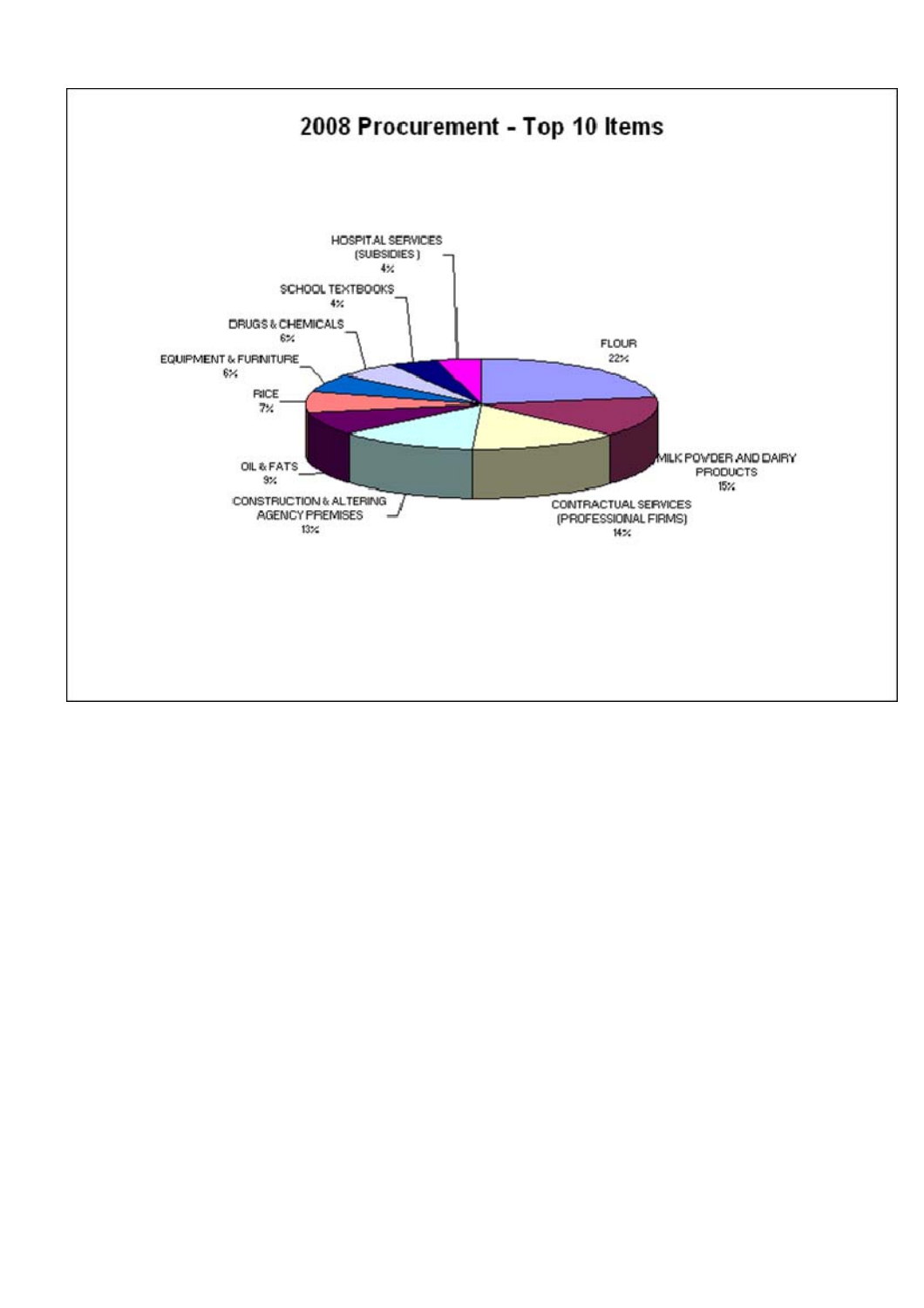## 2008 Procurement - Top 10 Items

| Item | Share |
|---|---|
| FLOUR | 22% |
| MILK POWDER AND DAIRY PRODUCTS | 15% |
| CONTRACTUAL SERVICES (PROFESSIONAL FIRMS) | 14% |
| CONSTRUCTION & ALTERING AGENCY PREMISES | 13% |
| OIL & FATS | 9% |
| RICE | 7% |
| EQUIPMENT & FURNITURE | 6% |
| DRUGS & CHEMICALS | 6% |
| SCHOOL TEXTBOOKS | 4% |
| HOSPITAL SERVICES (SUBSIDIES) | 4% |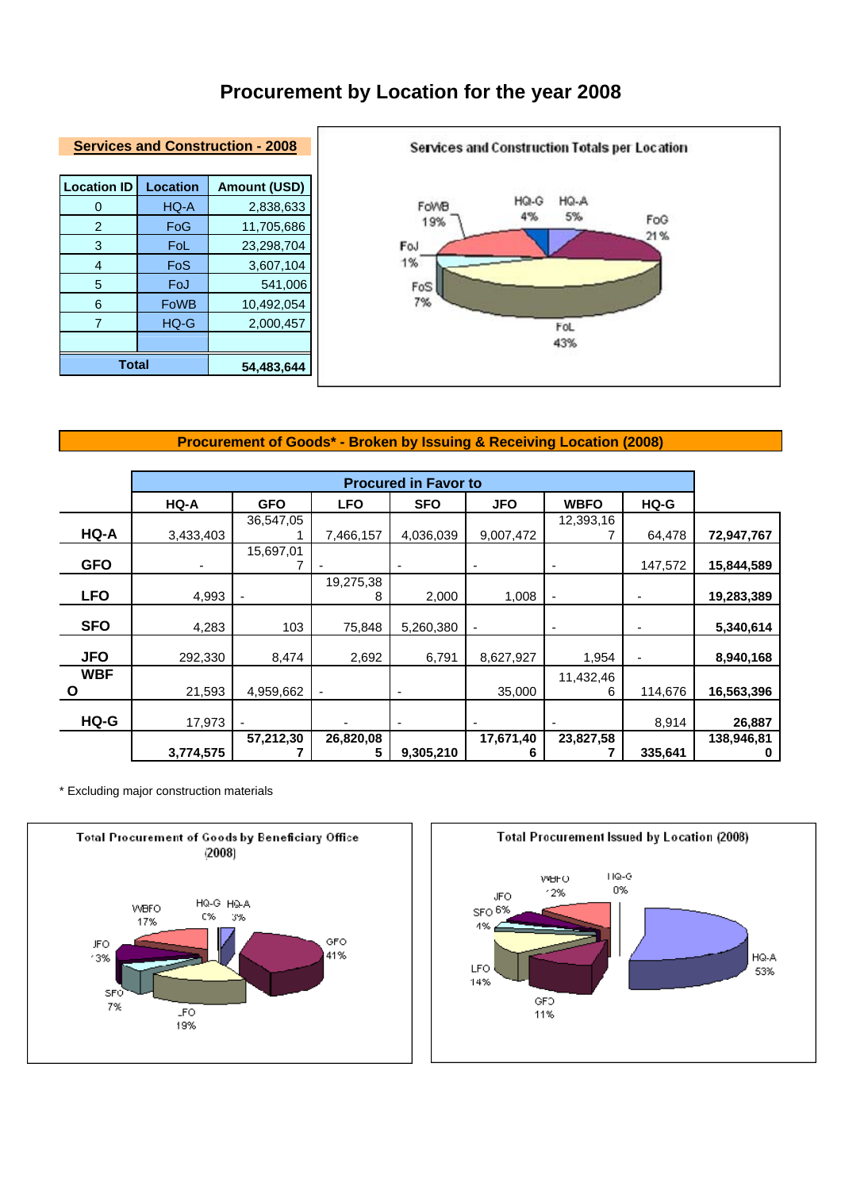# Procurement by Location for the year 2008

## Services and Construction - 2008

| Location ID | Location | Amount (USD) |
|---|---|---|
| 0 | HQ-A | 2,838,633 |
| 2 | FoG | 11,705,686 |
| 3 | FoL | 23,298,704 |
| 4 | FoS | 3,607,104 |
| 5 | FoJ | 541,006 |
| 6 | FoWB | 10,492,054 |
| 7 | HQ-G | 2,000,457 |
| | | |
| **Total** | | **54,483,644** |

Services and Construction Totals per Location

FoWB 19%, HQ-G 4%, HQ-A 5%, FoG 21%, FoJ 1%, FoS 7%, FoL 43%

## Procurement of Goods* - Broken by Issuing & Receiving Location (2008)

| | Procured in Favor to | | | | | | | |
|---|---|---|---|---|---|---|---|---|
| | HQ-A | GFO | LFO | SFO | JFO | WBFO | HQ-G | |
| **HQ-A** | 3,433,403 | 36,547,051 | 7,466,157 | 4,036,039 | 9,007,472 | 12,393,167 | 64,478 | **72,947,767** |
| **GFO** | - | 15,697,017 | - | - | - | - | 147,572 | **15,844,589** |
| **LFO** | 4,993 | - | 19,275,388 | 2,000 | 1,008 | - | - | **19,283,389** |
| **SFO** | 4,283 | 103 | 75,848 | 5,260,380 | - | - | - | **5,340,614** |
| **JFO** | 292,330 | 8,474 | 2,692 | 6,791 | 8,627,927 | 1,954 | - | **8,940,168** |
| **WBFO** | 21,593 | 4,959,662 | - | - | 35,000 | 11,432,466 | 114,676 | **16,563,396** |
| **HQ-G** | 17,973 | - | - | - | - | - | 8,914 | **26,887** |
| | **3,774,575** | **57,212,307** | **26,820,085** | **9,305,210** | **17,671,406** | **23,827,587** | **335,641** | **138,946,810** |

\* Excluding major construction materials

Total Procurement of Goods by Beneficiary Office (2008)

WBFO 17%, HQ-G 0%, HQ-A 3%, GFO 41%, JFO 13%, SFO 7%, LFO 19%

Total Procurement Issued by Location (2008)

WBFO 12%, HQ-G 0%, JFO 6%, SFO 4%, HQ-A 53%, LFO 14%, GFO 11%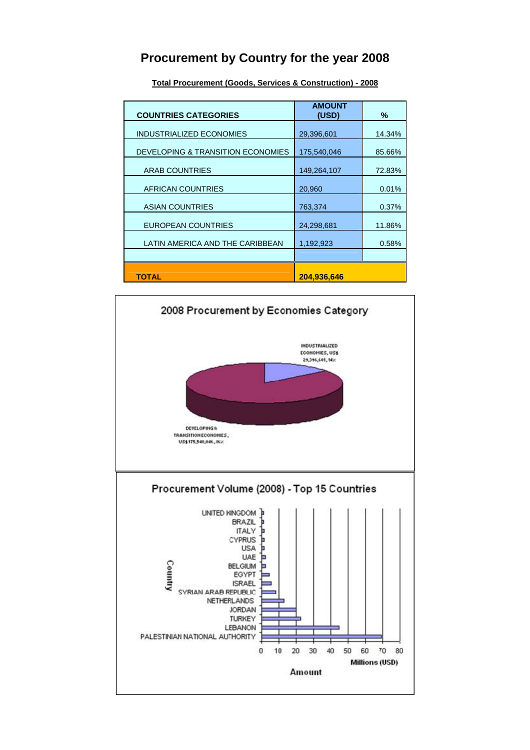# Procurement by Country for the year 2008

**Total Procurement (Goods, Services & Construction) - 2008**

| COUNTRIES CATEGORIES | AMOUNT (USD) | % |
|---|---|---|
| INDUSTRIALIZED ECONOMIES | 29,396,601 | 14.34% |
| DEVELOPING & TRANSITION ECONOMIES | 175,540,046 | 85.66% |
| ARAB COUNTRIES | 149,264,107 | 72.83% |
| AFRICAN COUNTRIES | 20,960 | 0.01% |
| ASIAN COUNTRIES | 763,374 | 0.37% |
| EUROPEAN COUNTRIES | 24,298,681 | 11.86% |
| LATIN AMERICA AND THE CARIBBEAN | 1,192,923 | 0.58% |
| | | |
| **TOTAL** | **204,936,646** | |

2008 Procurement by Economies Category

INDUSTRIALIZED ECONOMIES, US$ 29,396,601, 14%

DEVELOPING & TRANSITION ECONOMIES, US$ 175,540,046, 86%

Procurement Volume (2008) - Top 15 Countries

County

UNITED KINGDOM
BRAZIL
ITALY
CYPRUS
USA
UAE
BELGIUM
EGYPT
ISRAEL
SYRIAN ARAB REPUBLIC
NETHERLANDS
JORDAN
TURKEY
LEBANON
PALESTINIAN NATIONAL AUTHORITY

0 10 20 30 40 50 60 70 80

Millions (USD)

Amount